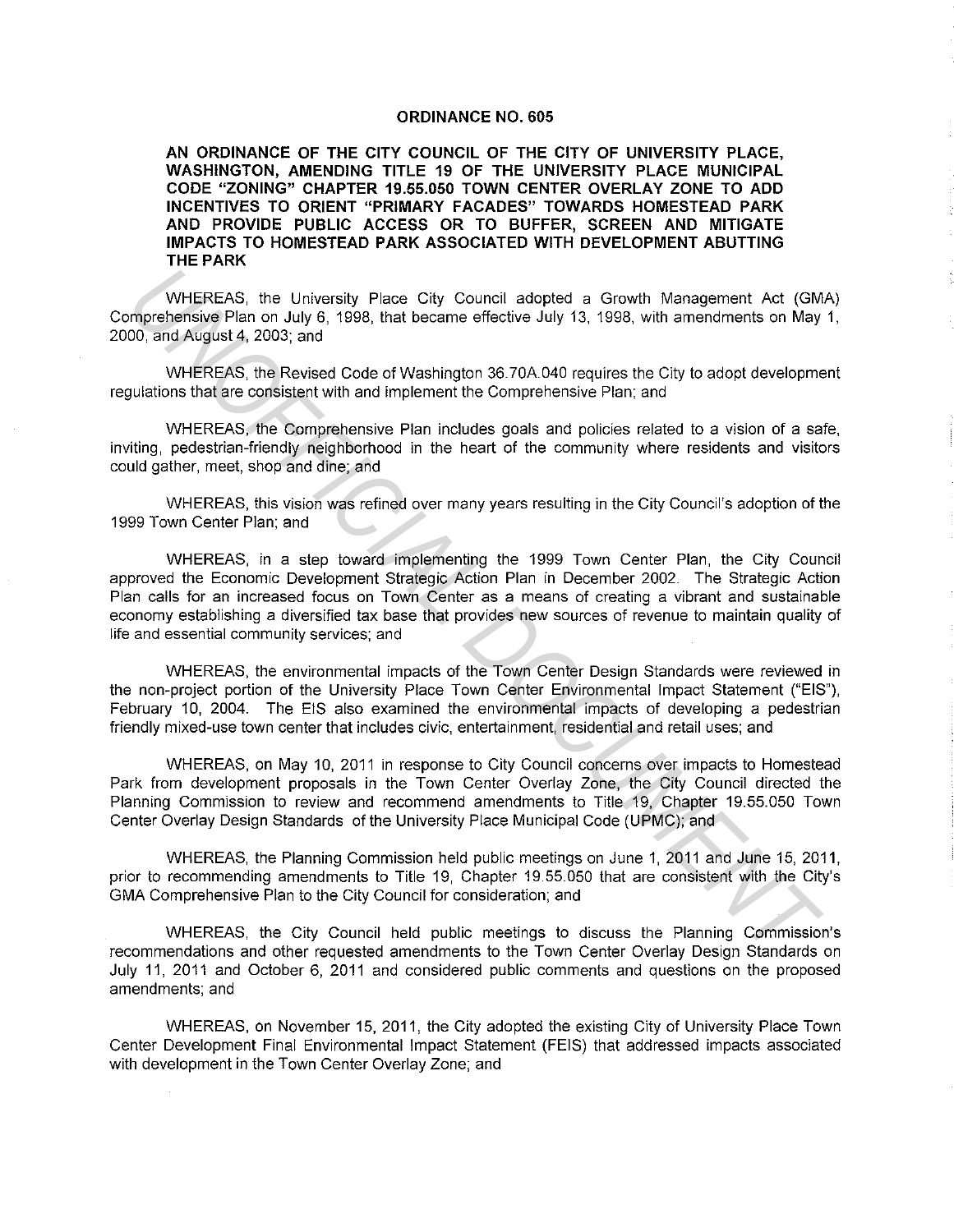# ORDINANCE NO. 605

**AN ORDINANCE OF THE CITY COUNCIL OF THE CITY OF UNIVERSITY PLACE, WASHINGTON, AMENDING TITLE 19 OF THE UNIVERSITY PLACE MUNICIPAL CODE "ZONING" CHAPTER 19.55.050 TOWN CENTER OVERLAY ZONE TO ADD INCENTIVES TO ORIENT "PRIMARY FACADES" TOWARDS HOMESTEAD PARK AND PROVIDE PUBLIC ACCESS OR TO BUFFER, SCREEN AND MITIGATE IMPACTS TO HOMESTEAD PARK ASSOCIATED WITH DEVELOPMENT ABUTTING THE PARK**

WHEREAS, the University Place City Council adopted a Growth Management Act (GMA) Comprehensive Plan on July 6, 1998, that became effective July 13, 1998, with amendments on May 1, 2000, and August 4, 2003; and

WHEREAS, the Revised Code of Washington 36.70A.040 requires the City to adopt development regulations that are consistent with and implement the Comprehensive Plan; and

WHEREAS, the Comprehensive Plan includes goals and policies related to a vision of a safe, inviting, pedestrian-friendly neighborhood in the heart of the community where residents and visitors could gather, meet, shop and dine; and

WHEREAS, this vision was refined over many years resulting in the City Council's adoption of the 1999 Town Center Plan; and

WHEREAS, in a step toward implementing the 1999 Town Center Plan, the City Council approved the Economic Development Strategic Action Plan in December 2002. The Strategic Action Plan calls for an increased focus on Town Center as a means of creating a vibrant and sustainable economy establishing a diversified tax base that provides new sources of revenue to maintain quality of life and essential community services; and

WHEREAS, the environmental impacts of the Town Center Design Standards were reviewed in the non-project portion of the University Place Town Center Environmental Impact Statement ("EIS"), February 10, 2004. The EIS also examined the environmental impacts of developing a pedestrian friendly mixed-use town center that includes civic, entertainment, residential and retail uses; and

WHEREAS, on May 10, 2011 in response to City Council concerns over impacts to Homestead Park from development proposals in the Town Center Overlay Zone, the City Council directed the Planning Commission to review and recommend amendments to Title 19, Chapter 19.55.050 Town Center Overlay Design Standards of the University Place Municipal Code (UPMC); and

WHEREAS, the Planning Commission held public meetings on June 1, 2011 and June 15, 2011, prior to recommending amendments to Title 19, Chapter 19.55.050 that are consistent with the City's GMA Comprehensive Plan to the City Council for consideration; and

WHEREAS, the City Council held public meetings to discuss the Planning Commission's recommendations and other requested amendments to the Town Center Overlay Design Standards on July 11, 2011 and October 6, 2011 and considered public comments and questions on the proposed amendments; and

WHEREAS, on November 15, 2011, the City adopted the existing City of University Place Town Center Development Final Environmental Impact Statement (FEIS) that addressed impacts associated with development in the Town Center Overlay Zone; and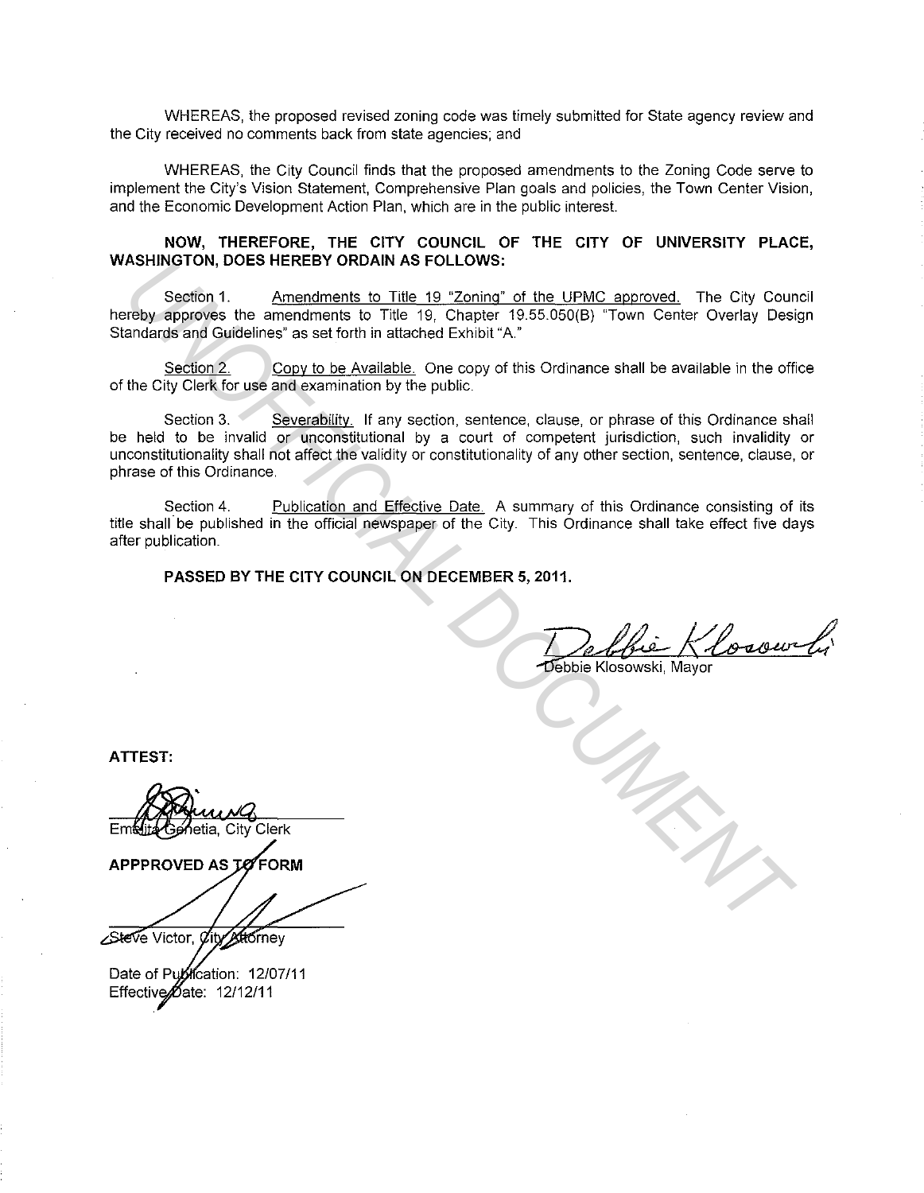WHEREAS, the proposed revised zoning code was timely submitted for State agency review and the City received no comments back from state agencies; and

WHEREAS, the City Council finds that the proposed amendments to the Zoning Code serve to implement the City's Vision Statement, Comprehensive Plan goals and policies, the Town Center Vision, and the Economic Development Action Plan, which are in the public interest.

**NOW, THEREFORE, THE CITY COUNCIL OF THE CITY OF UNIVERSITY PLACE, WASHINGTON, DOES HEREBY ORDAIN AS FOLLOWS:**

Section 1. Amendments to Title 19 "Zoning" of the UPMC approved. The City Council hereby approves the amendments to Title 19, Chapter 19.55.050(B) "Town Center Overlay Design Standards and Guidelines" as set forth in attached Exhibit "A."

Section 2. Copy to be Available. One copy of this Ordinance shall be available in the office of the City Clerk for use and examination by the public.

Section 3. Severability. If any section, sentence, clause, or phrase of this Ordinance shall be held to be invalid or unconstitutional by a court of competent jurisdiction, such invalidity or unconstitutionality shall not affect the validity or constitutionality of any other section, sentence, clause, or phrase of this Ordinance.

Section 4. Publication and Effective Date. A summary of this Ordinance consisting of its title shall be published in the official newspaper of the City. This Ordinance shall take effect five days after publication.

**PASSED BY THE CITY COUNCIL ON DECEMBER 5, 2011.**

Debbie Klosowski, Mayor

**ATTEST:**

Emelita Genetia, City Clerk

**APPPROVED AS TO FORM**

Steve Victor, City Attorney

Date of Publication: 12/07/11
Effective Date: 12/12/11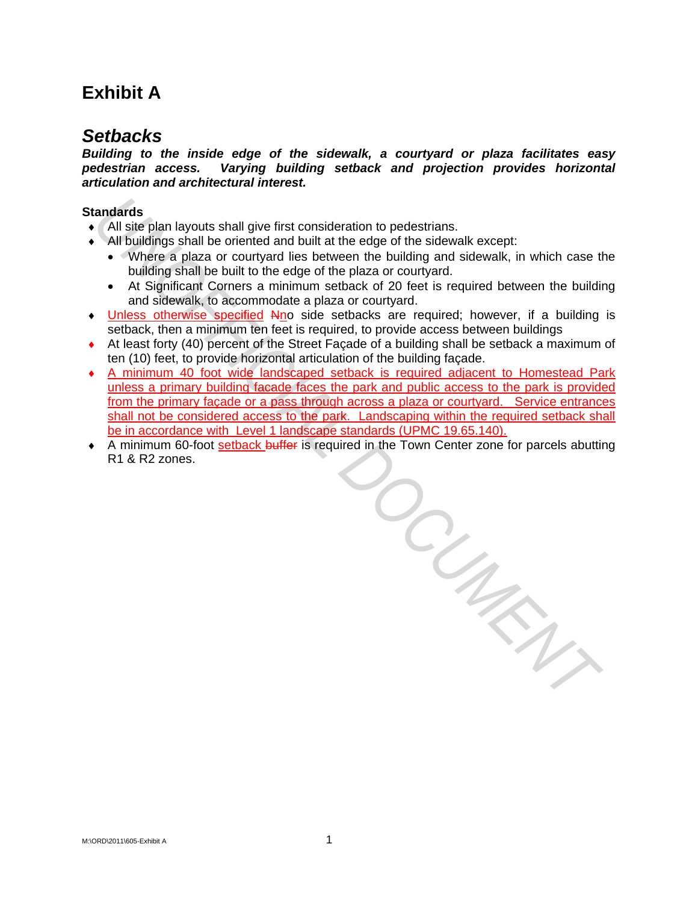# Exhibit A

## *Setbacks*

***Building to the inside edge of the sidewalk, a courtyard or plaza facilitates easy pedestrian access. Varying building setback and projection provides horizontal articulation and architectural interest.***

**Standards**

- All site plan layouts shall give first consideration to pedestrians.
- All buildings shall be oriented and built at the edge of the sidewalk except:
  - Where a plaza or courtyard lies between the building and sidewalk, in which case the building shall be built to the edge of the plaza or courtyard.
  - At Significant Corners a minimum setback of 20 feet is required between the building and sidewalk, to accommodate a plaza or courtyard.
- Unless otherwise specified ~~N~~no side setbacks are required; however, if a building is setback, then a minimum ten feet is required, to provide access between buildings
- At least forty (40) percent of the Street Façade of a building shall be setback a maximum of ten (10) feet, to provide horizontal articulation of the building façade.
- A minimum 40 foot wide landscaped setback is required adjacent to Homestead Park unless a primary building facade faces the park and public access to the park is provided from the primary façade or a pass through across a plaza or courtyard. Service entrances shall not be considered access to the park. Landscaping within the required setback shall be in accordance with Level 1 landscape standards (UPMC 19.65.140).
- A minimum 60-foot setback ~~buffer~~ is required in the Town Center zone for parcels abutting R1 & R2 zones.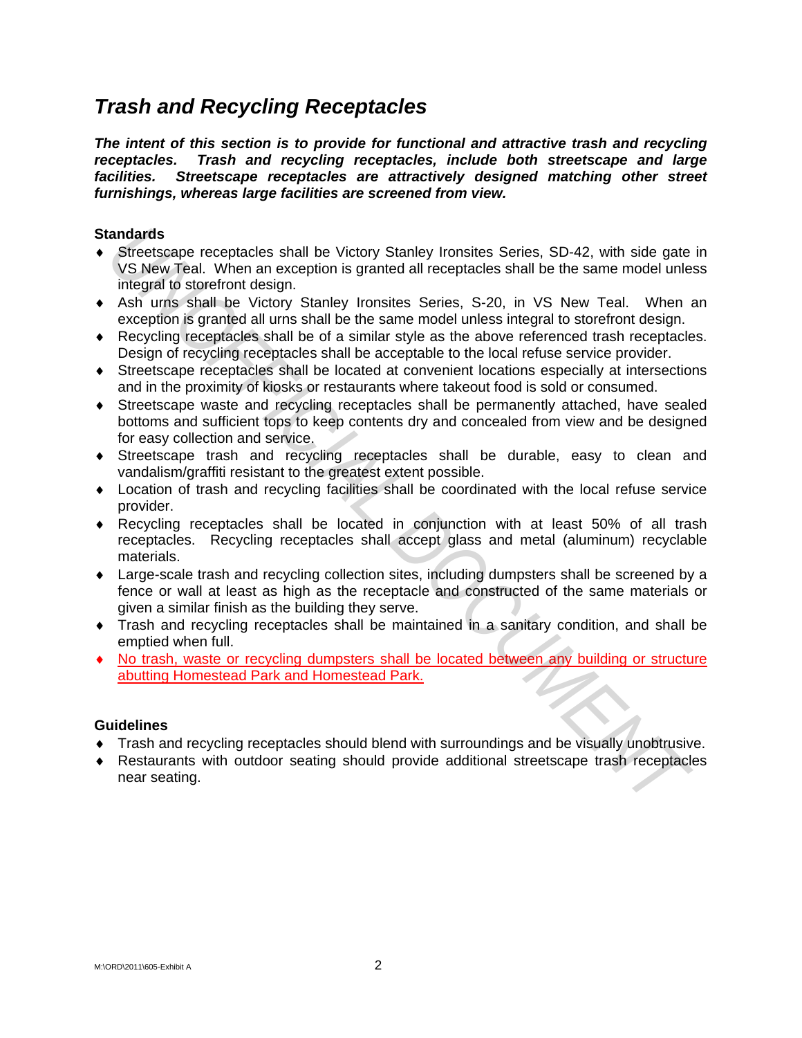## *Trash and Recycling Receptacles*

***The intent of this section is to provide for functional and attractive trash and recycling receptacles. Trash and recycling receptacles, include both streetscape and large facilities. Streetscape receptacles are attractively designed matching other street furnishings, whereas large facilities are screened from view.***

**Standards**

- Streetscape receptacles shall be Victory Stanley Ironsites Series, SD-42, with side gate in VS New Teal. When an exception is granted all receptacles shall be the same model unless integral to storefront design.
- Ash urns shall be Victory Stanley Ironsites Series, S-20, in VS New Teal. When an exception is granted all urns shall be the same model unless integral to storefront design.
- Recycling receptacles shall be of a similar style as the above referenced trash receptacles. Design of recycling receptacles shall be acceptable to the local refuse service provider.
- Streetscape receptacles shall be located at convenient locations especially at intersections and in the proximity of kiosks or restaurants where takeout food is sold or consumed.
- Streetscape waste and recycling receptacles shall be permanently attached, have sealed bottoms and sufficient tops to keep contents dry and concealed from view and be designed for easy collection and service.
- Streetscape trash and recycling receptacles shall be durable, easy to clean and vandalism/graffiti resistant to the greatest extent possible.
- Location of trash and recycling facilities shall be coordinated with the local refuse service provider.
- Recycling receptacles shall be located in conjunction with at least 50% of all trash receptacles. Recycling receptacles shall accept glass and metal (aluminum) recyclable materials.
- Large-scale trash and recycling collection sites, including dumpsters shall be screened by a fence or wall at least as high as the receptacle and constructed of the same materials or given a similar finish as the building they serve.
- Trash and recycling receptacles shall be maintained in a sanitary condition, and shall be emptied when full.
- No trash, waste or recycling dumpsters shall be located between any building or structure abutting Homestead Park and Homestead Park.

**Guidelines**

- Trash and recycling receptacles should blend with surroundings and be visually unobtrusive.
- Restaurants with outdoor seating should provide additional streetscape trash receptacles near seating.